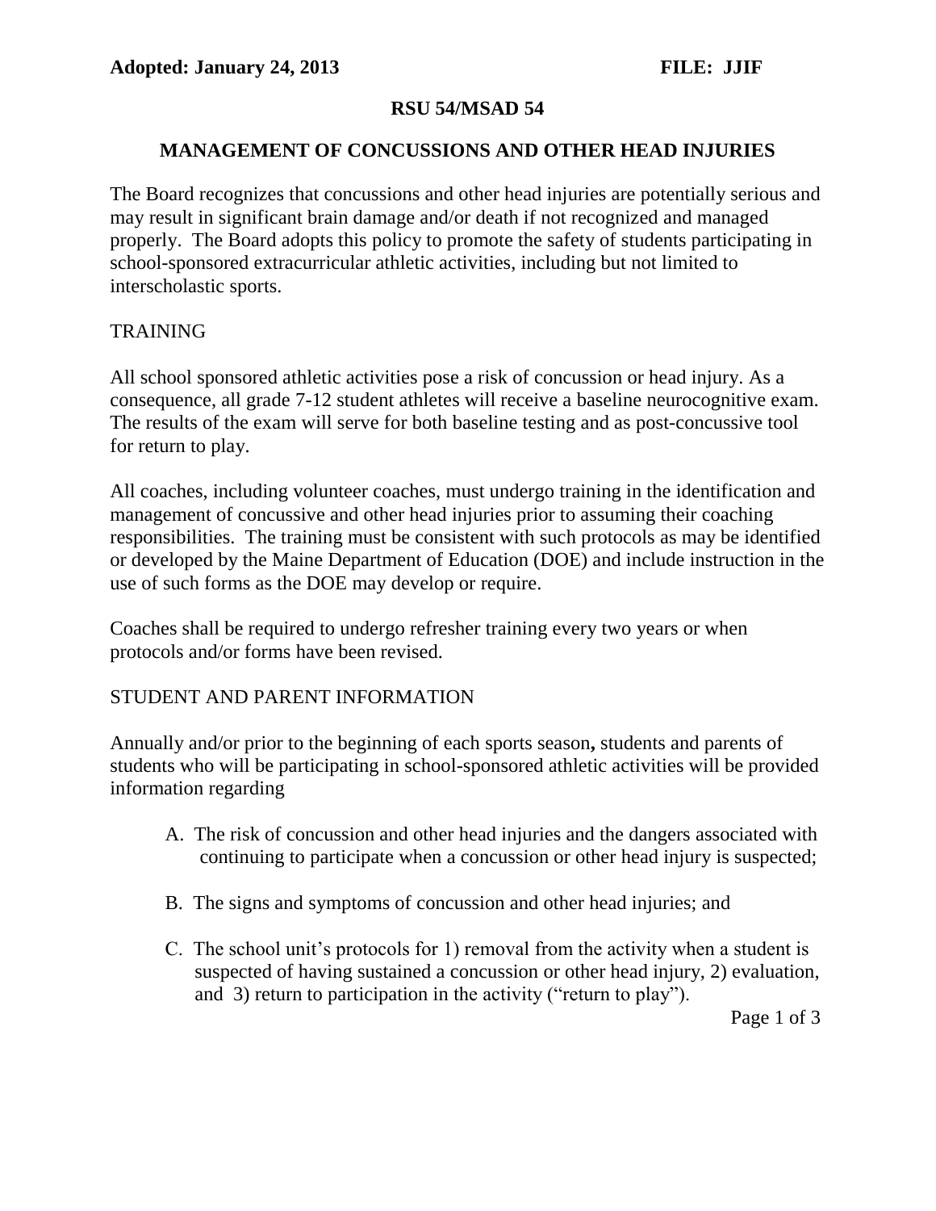**Adopted: January 24, 2013** **FILE: JJIF**

**RSU 54/MSAD 54**

# MANAGEMENT OF CONCUSSIONS AND OTHER HEAD INJURIES

The Board recognizes that concussions and other head injuries are potentially serious and may result in significant brain damage and/or death if not recognized and managed properly. The Board adopts this policy to promote the safety of students participating in school-sponsored extracurricular athletic activities, including but not limited to interscholastic sports.

## TRAINING

All school sponsored athletic activities pose a risk of concussion or head injury. As a consequence, all grade 7-12 student athletes will receive a baseline neurocognitive exam. The results of the exam will serve for both baseline testing and as post-concussive tool for return to play.

All coaches, including volunteer coaches, must undergo training in the identification and management of concussive and other head injuries prior to assuming their coaching responsibilities. The training must be consistent with such protocols as may be identified or developed by the Maine Department of Education (DOE) and include instruction in the use of such forms as the DOE may develop or require.

Coaches shall be required to undergo refresher training every two years or when protocols and/or forms have been revised.

## STUDENT AND PARENT INFORMATION

Annually and/or prior to the beginning of each sports season**,** students and parents of students who will be participating in school-sponsored athletic activities will be provided information regarding

A. The risk of concussion and other head injuries and the dangers associated with continuing to participate when a concussion or other head injury is suspected;

B. The signs and symptoms of concussion and other head injuries; and

C. The school unit's protocols for 1) removal from the activity when a student is suspected of having sustained a concussion or other head injury, 2) evaluation, and 3) return to participation in the activity ("return to play").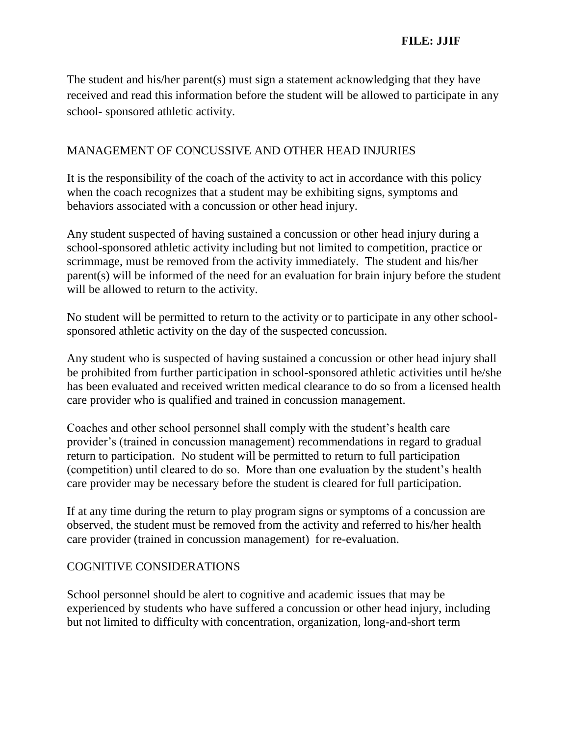The student and his/her parent(s) must sign a statement acknowledging that they have received and read this information before the student will be allowed to participate in any school- sponsored athletic activity.

## MANAGEMENT OF CONCUSSIVE AND OTHER HEAD INJURIES

It is the responsibility of the coach of the activity to act in accordance with this policy when the coach recognizes that a student may be exhibiting signs, symptoms and behaviors associated with a concussion or other head injury.

Any student suspected of having sustained a concussion or other head injury during a school-sponsored athletic activity including but not limited to competition, practice or scrimmage, must be removed from the activity immediately. The student and his/her parent(s) will be informed of the need for an evaluation for brain injury before the student will be allowed to return to the activity.

No student will be permitted to return to the activity or to participate in any other school-sponsored athletic activity on the day of the suspected concussion.

Any student who is suspected of having sustained a concussion or other head injury shall be prohibited from further participation in school-sponsored athletic activities until he/she has been evaluated and received written medical clearance to do so from a licensed health care provider who is qualified and trained in concussion management.

Coaches and other school personnel shall comply with the student's health care provider's (trained in concussion management) recommendations in regard to gradual return to participation. No student will be permitted to return to full participation (competition) until cleared to do so. More than one evaluation by the student's health care provider may be necessary before the student is cleared for full participation.

If at any time during the return to play program signs or symptoms of a concussion are observed, the student must be removed from the activity and referred to his/her health care provider (trained in concussion management) for re-evaluation.

## COGNITIVE CONSIDERATIONS

School personnel should be alert to cognitive and academic issues that may be experienced by students who have suffered a concussion or other head injury, including but not limited to difficulty with concentration, organization, long-and-short term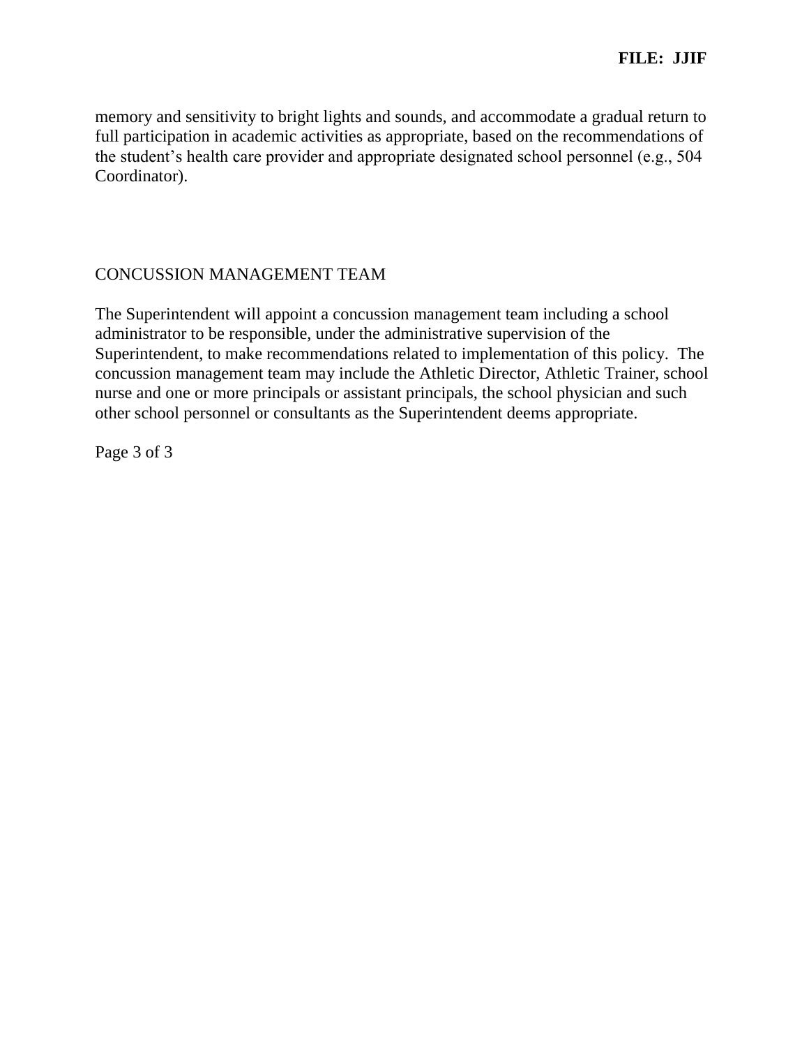memory and sensitivity to bright lights and sounds, and accommodate a gradual return to full participation in academic activities as appropriate, based on the recommendations of the student's health care provider and appropriate designated school personnel (e.g., 504 Coordinator).

## CONCUSSION MANAGEMENT TEAM

The Superintendent will appoint a concussion management team including a school administrator to be responsible, under the administrative supervision of the Superintendent, to make recommendations related to implementation of this policy. The concussion management team may include the Athletic Director, Athletic Trainer, school nurse and one or more principals or assistant principals, the school physician and such other school personnel or consultants as the Superintendent deems appropriate.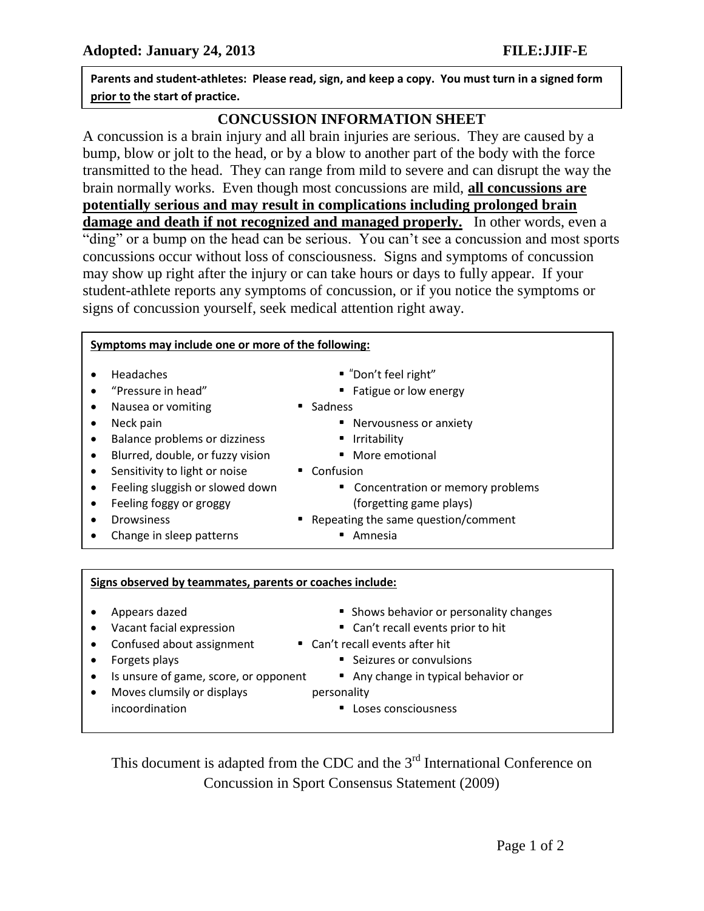**Adopted: January 24, 2013** **FILE:JJIF-E**

**Parents and student-athletes: Please read, sign, and keep a copy. You must turn in a signed form <u>prior to</u> the start of practice.**

## CONCUSSION INFORMATION SHEET

A concussion is a brain injury and all brain injuries are serious. They are caused by a bump, blow or jolt to the head, or by a blow to another part of the body with the force transmitted to the head. They can range from mild to severe and can disrupt the way the brain normally works. Even though most concussions are mild, **<u>all concussions are potentially serious and may result in complications including prolonged brain damage and death if not recognized and managed properly.</u>** In other words, even a "ding" or a bump on the head can be serious. You can't see a concussion and most sports concussions occur without loss of consciousness. Signs and symptoms of concussion may show up right after the injury or can take hours or days to fully appear. If your student-athlete reports any symptoms of concussion, or if you notice the symptoms or signs of concussion yourself, seek medical attention right away.

**<u>Symptoms may include one or more of the following:</u>**

- Headaches
- "Pressure in head"
- Nausea or vomiting
- Neck pain
- Balance problems or dizziness
- Blurred, double, or fuzzy vision
- Sensitivity to light or noise
- Feeling sluggish or slowed down
- Feeling foggy or groggy
- Drowsiness
- Change in sleep patterns
- "Don't feel right"
- Fatigue or low energy
- Sadness
- Nervousness or anxiety
- Irritability
- More emotional
- Confusion
- Concentration or memory problems (forgetting game plays)
- Repeating the same question/comment
- Amnesia

**<u>Signs observed by teammates, parents or coaches include:</u>**

- Appears dazed
- Vacant facial expression
- Confused about assignment
- Forgets plays
- Is unsure of game, score, or opponent
- Moves clumsily or displays incoordination
- Shows behavior or personality changes
- Can't recall events prior to hit
- Can't recall events after hit
- Seizures or convulsions
- Any change in typical behavior or personality
- Loses consciousness

This document is adapted from the CDC and the 3rd International Conference on Concussion in Sport Consensus Statement (2009)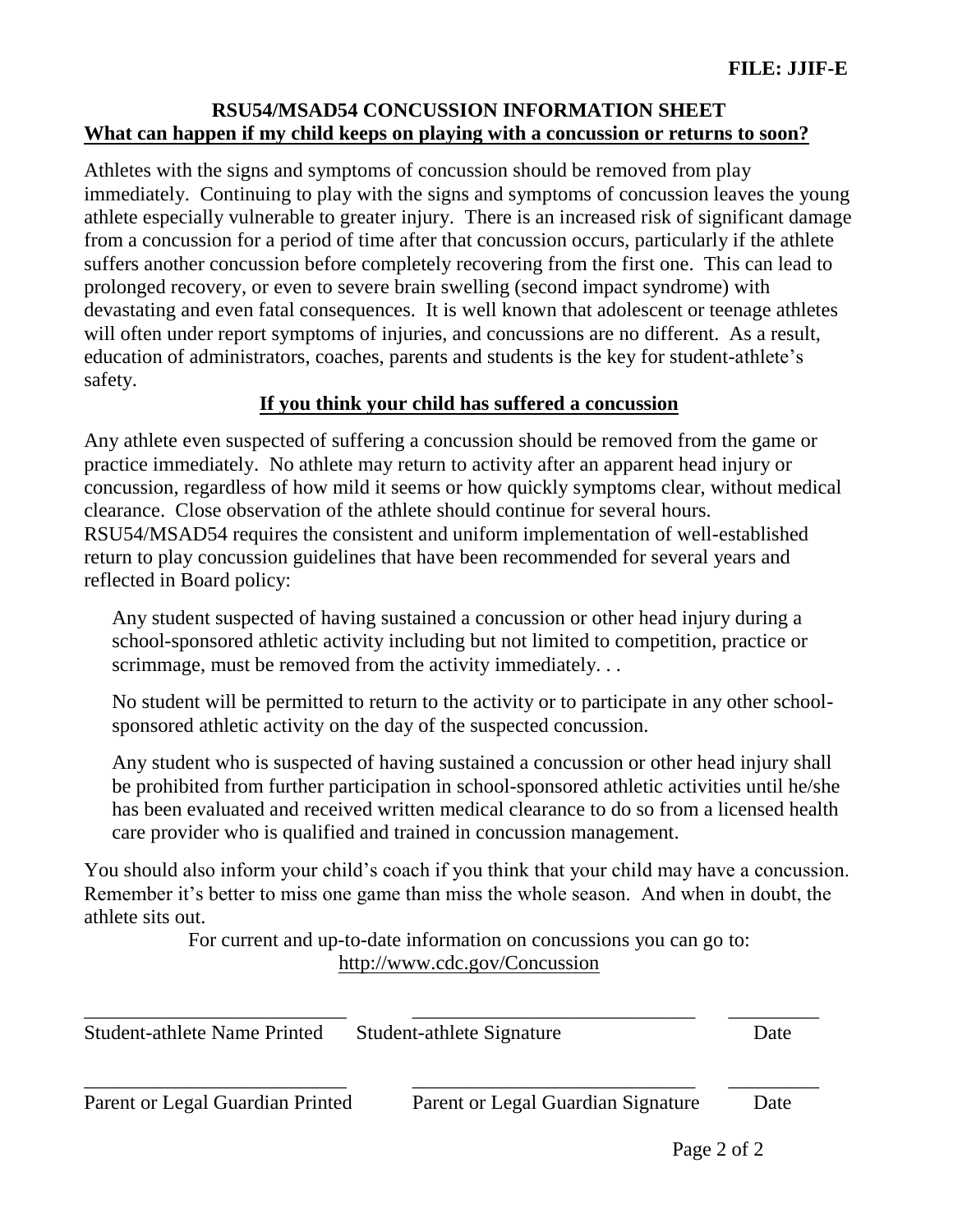**FILE: JJIF-E**

## RSU54/MSAD54 CONCUSSION INFORMATION SHEET

### What can happen if my child keeps on playing with a concussion or returns to soon?

Athletes with the signs and symptoms of concussion should be removed from play immediately. Continuing to play with the signs and symptoms of concussion leaves the young athlete especially vulnerable to greater injury. There is an increased risk of significant damage from a concussion for a period of time after that concussion occurs, particularly if the athlete suffers another concussion before completely recovering from the first one. This can lead to prolonged recovery, or even to severe brain swelling (second impact syndrome) with devastating and even fatal consequences. It is well known that adolescent or teenage athletes will often under report symptoms of injuries, and concussions are no different. As a result, education of administrators, coaches, parents and students is the key for student-athlete's safety.

### If you think your child has suffered a concussion

Any athlete even suspected of suffering a concussion should be removed from the game or practice immediately. No athlete may return to activity after an apparent head injury or concussion, regardless of how mild it seems or how quickly symptoms clear, without medical clearance. Close observation of the athlete should continue for several hours. RSU54/MSAD54 requires the consistent and uniform implementation of well-established return to play concussion guidelines that have been recommended for several years and reflected in Board policy:

> Any student suspected of having sustained a concussion or other head injury during a school-sponsored athletic activity including but not limited to competition, practice or scrimmage, must be removed from the activity immediately. . .
>
> No student will be permitted to return to the activity or to participate in any other school-sponsored athletic activity on the day of the suspected concussion.
>
> Any student who is suspected of having sustained a concussion or other head injury shall be prohibited from further participation in school-sponsored athletic activities until he/she has been evaluated and received written medical clearance to do so from a licensed health care provider who is qualified and trained in concussion management.

You should also inform your child's coach if you think that your child may have a concussion. Remember it's better to miss one game than miss the whole season. And when in doubt, the athlete sits out.

For current and up-to-date information on concussions you can go to:
http://www.cdc.gov/Concussion

___________________________ ___________________________ _________
Student-athlete Name Printed Student-athlete Signature Date

___________________________ ___________________________ _________
Parent or Legal Guardian Printed Parent or Legal Guardian Signature Date